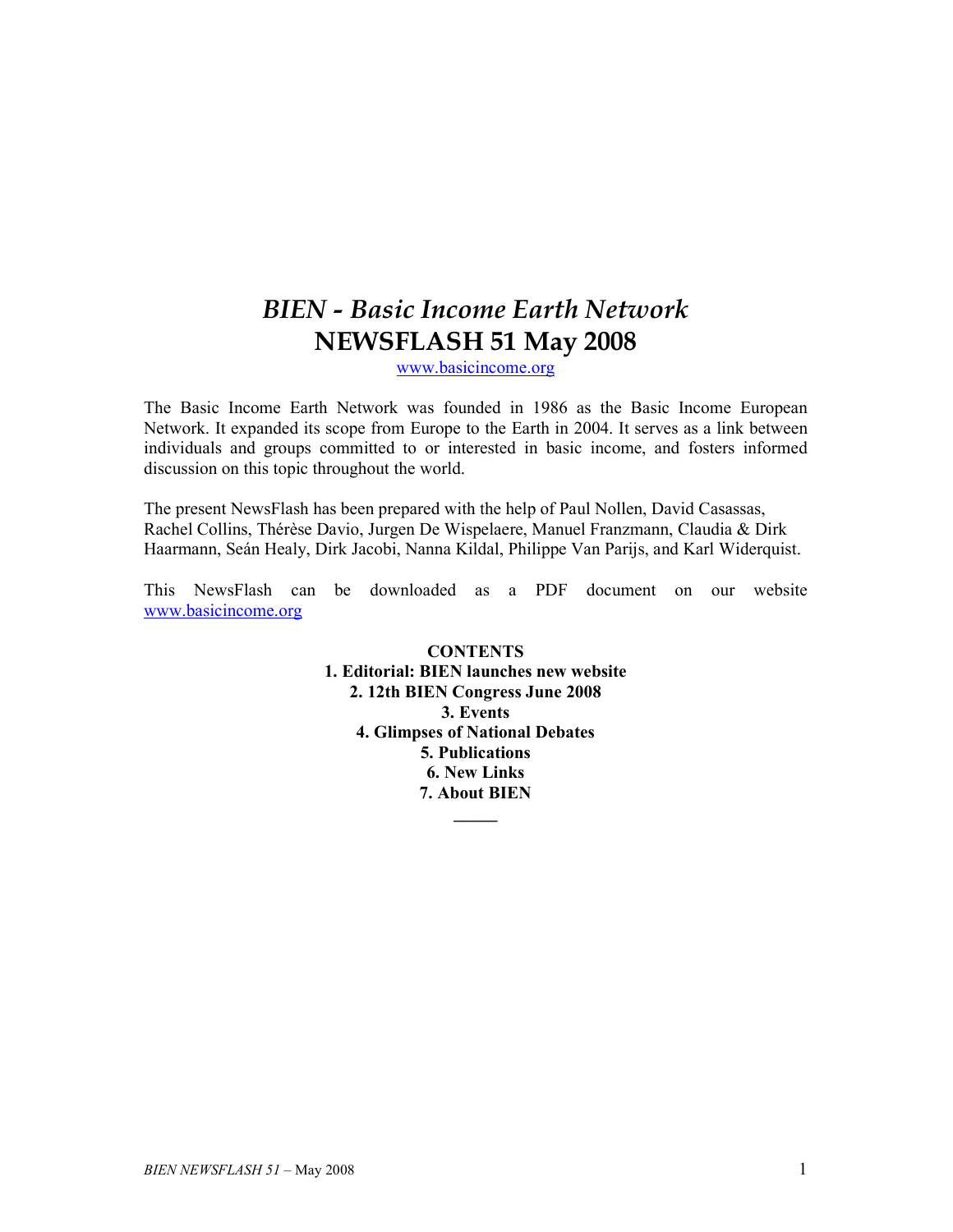# *BIEN - Basic Income Earth Network*
# NEWSFLASH 51 May 2008

www.basicincome.org

The Basic Income Earth Network was founded in 1986 as the Basic Income European Network. It expanded its scope from Europe to the Earth in 2004. It serves as a link between individuals and groups committed to or interested in basic income, and fosters informed discussion on this topic throughout the world.

The present NewsFlash has been prepared with the help of Paul Nollen, David Casassas, Rachel Collins, Thérèse Davio, Jurgen De Wispelaere, Manuel Franzmann, Claudia & Dirk Haarmann, Seán Healy, Dirk Jacobi, Nanna Kildal, Philippe Van Parijs, and Karl Widerquist.

This NewsFlash can be downloaded as a PDF document on our website www.basicincome.org

**CONTENTS**

**1. Editorial: BIEN launches new website**
**2. 12th BIEN Congress June 2008**
**3. Events**
**4. Glimpses of National Debates**
**5. Publications**
**6. New Links**
**7. About BIEN**

_____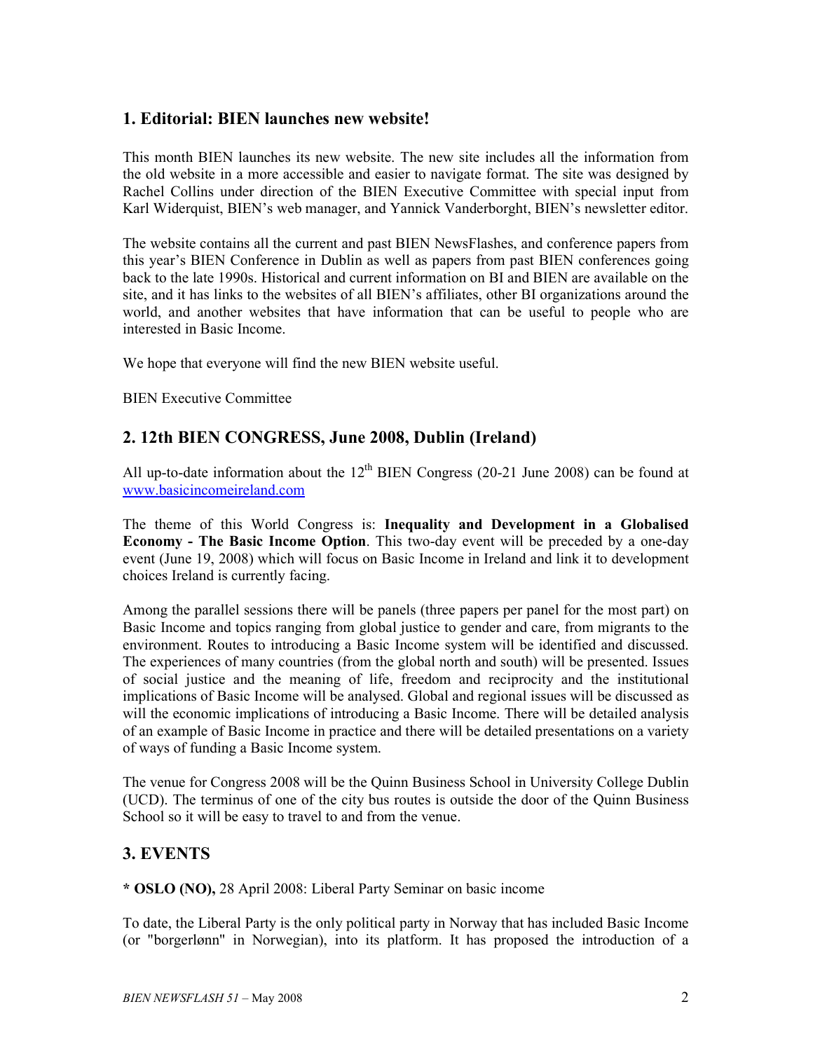## 1. Editorial: BIEN launches new website!

This month BIEN launches its new website. The new site includes all the information from the old website in a more accessible and easier to navigate format. The site was designed by Rachel Collins under direction of the BIEN Executive Committee with special input from Karl Widerquist, BIEN's web manager, and Yannick Vanderborght, BIEN's newsletter editor.

The website contains all the current and past BIEN NewsFlashes, and conference papers from this year's BIEN Conference in Dublin as well as papers from past BIEN conferences going back to the late 1990s. Historical and current information on BI and BIEN are available on the site, and it has links to the websites of all BIEN's affiliates, other BI organizations around the world, and another websites that have information that can be useful to people who are interested in Basic Income.

We hope that everyone will find the new BIEN website useful.

BIEN Executive Committee

## 2. 12th BIEN CONGRESS, June 2008, Dublin (Ireland)

All up-to-date information about the 12th BIEN Congress (20-21 June 2008) can be found at [www.basicincomeireland.com](www.basicincomeireland.com)

The theme of this World Congress is: **Inequality and Development in a Globalised Economy - The Basic Income Option**. This two-day event will be preceded by a one-day event (June 19, 2008) which will focus on Basic Income in Ireland and link it to development choices Ireland is currently facing.

Among the parallel sessions there will be panels (three papers per panel for the most part) on Basic Income and topics ranging from global justice to gender and care, from migrants to the environment. Routes to introducing a Basic Income system will be identified and discussed. The experiences of many countries (from the global north and south) will be presented. Issues of social justice and the meaning of life, freedom and reciprocity and the institutional implications of Basic Income will be analysed. Global and regional issues will be discussed as will the economic implications of introducing a Basic Income. There will be detailed analysis of an example of Basic Income in practice and there will be detailed presentations on a variety of ways of funding a Basic Income system.

The venue for Congress 2008 will be the Quinn Business School in University College Dublin (UCD). The terminus of one of the city bus routes is outside the door of the Quinn Business School so it will be easy to travel to and from the venue.

## 3. EVENTS

* **OSLO (NO),** 28 April 2008: Liberal Party Seminar on basic income

To date, the Liberal Party is the only political party in Norway that has included Basic Income (or "borgerlønn" in Norwegian), into its platform. It has proposed the introduction of a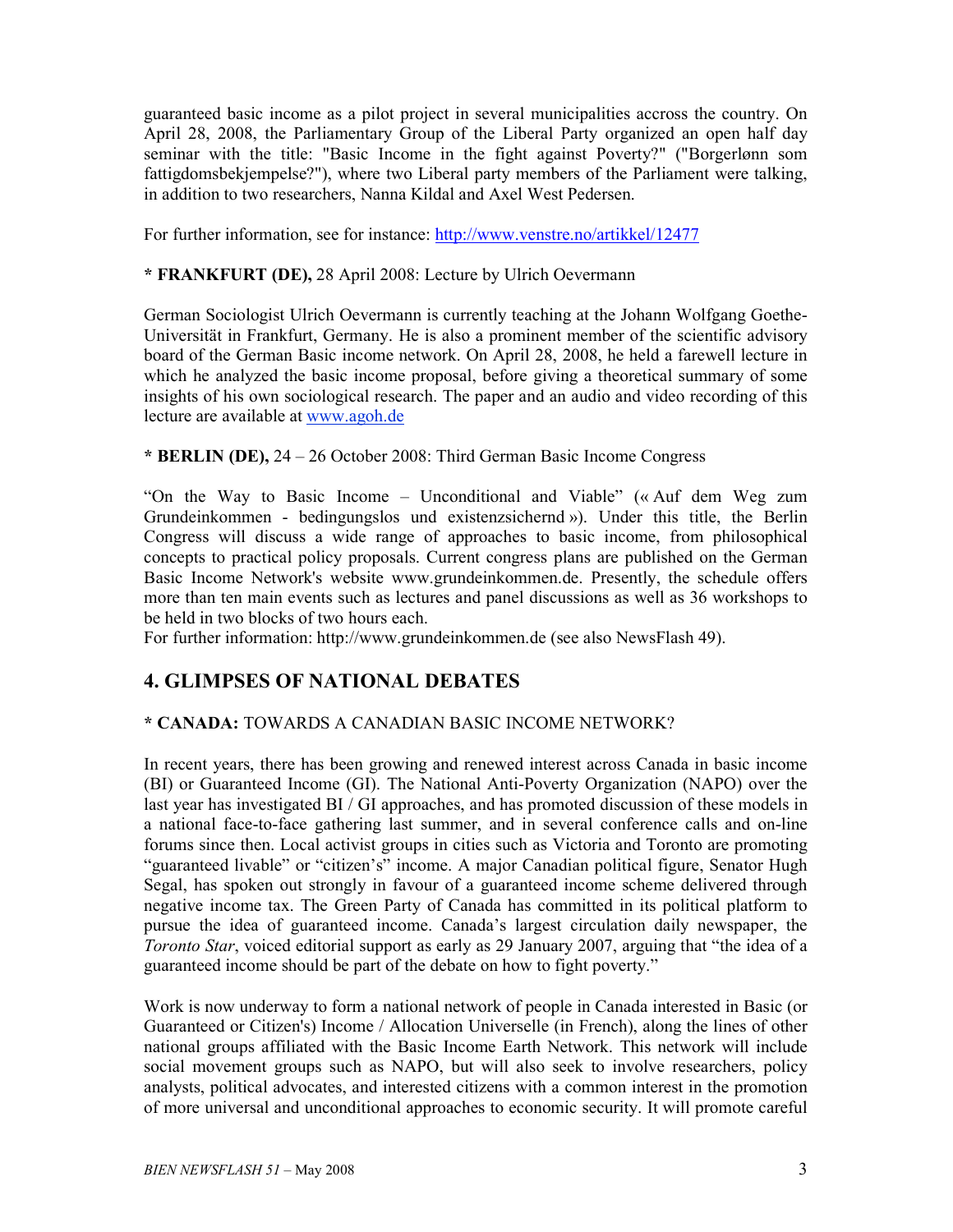guaranteed basic income as a pilot project in several municipalities accross the country. On April 28, 2008, the Parliamentary Group of the Liberal Party organized an open half day seminar with the title: "Basic Income in the fight against Poverty?" ("Borgerlønn som fattigdomsbekjempelse?"), where two Liberal party members of the Parliament were talking, in addition to two researchers, Nanna Kildal and Axel West Pedersen.

For further information, see for instance: http://www.venstre.no/artikkel/12477

* **FRANKFURT (DE),** 28 April 2008: Lecture by Ulrich Oevermann

German Sociologist Ulrich Oevermann is currently teaching at the Johann Wolfgang Goethe-Universität in Frankfurt, Germany. He is also a prominent member of the scientific advisory board of the German Basic income network. On April 28, 2008, he held a farewell lecture in which he analyzed the basic income proposal, before giving a theoretical summary of some insights of his own sociological research. The paper and an audio and video recording of this lecture are available at www.agoh.de

* **BERLIN (DE),** 24 – 26 October 2008: Third German Basic Income Congress

"On the Way to Basic Income – Unconditional and Viable" (« Auf dem Weg zum Grundeinkommen - bedingungslos und existenzsichernd »). Under this title, the Berlin Congress will discuss a wide range of approaches to basic income, from philosophical concepts to practical policy proposals. Current congress plans are published on the German Basic Income Network's website www.grundeinkommen.de. Presently, the schedule offers more than ten main events such as lectures and panel discussions as well as 36 workshops to be held in two blocks of two hours each.
For further information: http://www.grundeinkommen.de (see also NewsFlash 49).

## 4. GLIMPSES OF NATIONAL DEBATES

* **CANADA:** TOWARDS A CANADIAN BASIC INCOME NETWORK?

In recent years, there has been growing and renewed interest across Canada in basic income (BI) or Guaranteed Income (GI). The National Anti-Poverty Organization (NAPO) over the last year has investigated BI / GI approaches, and has promoted discussion of these models in a national face-to-face gathering last summer, and in several conference calls and on-line forums since then. Local activist groups in cities such as Victoria and Toronto are promoting "guaranteed livable" or "citizen's" income. A major Canadian political figure, Senator Hugh Segal, has spoken out strongly in favour of a guaranteed income scheme delivered through negative income tax. The Green Party of Canada has committed in its political platform to pursue the idea of guaranteed income. Canada's largest circulation daily newspaper, the *Toronto Star*, voiced editorial support as early as 29 January 2007, arguing that "the idea of a guaranteed income should be part of the debate on how to fight poverty."

Work is now underway to form a national network of people in Canada interested in Basic (or Guaranteed or Citizen's) Income / Allocation Universelle (in French), along the lines of other national groups affiliated with the Basic Income Earth Network. This network will include social movement groups such as NAPO, but will also seek to involve researchers, policy analysts, political advocates, and interested citizens with a common interest in the promotion of more universal and unconditional approaches to economic security. It will promote careful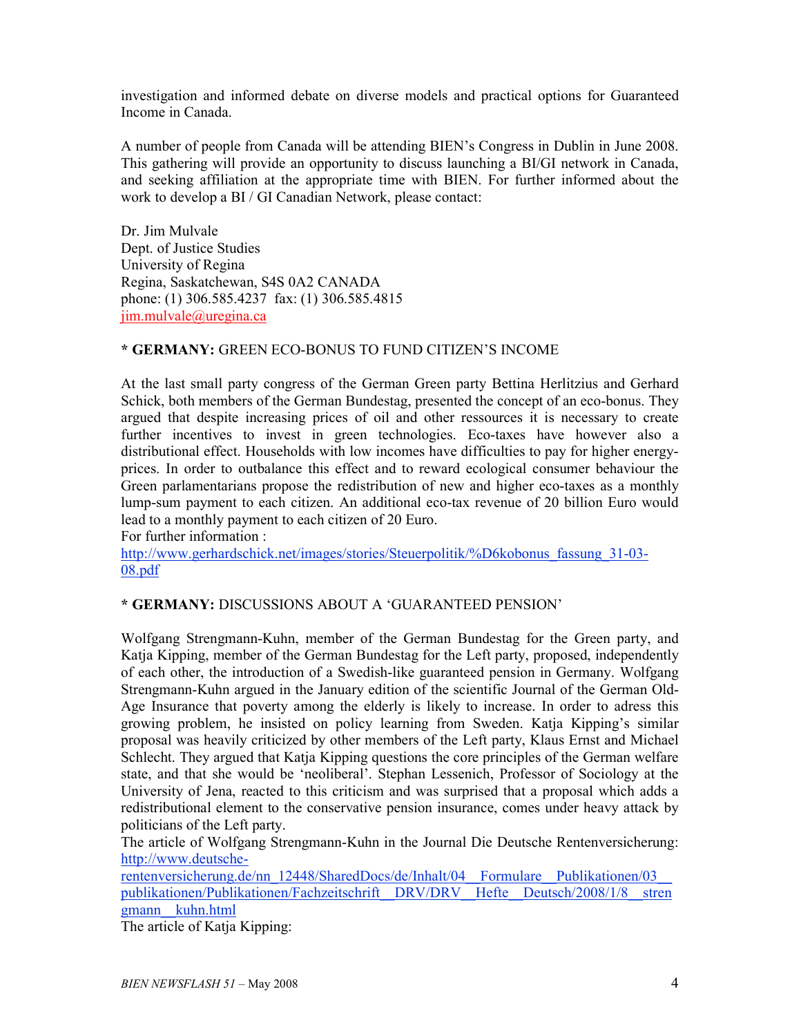investigation and informed debate on diverse models and practical options for Guaranteed Income in Canada.

A number of people from Canada will be attending BIEN's Congress in Dublin in June 2008. This gathering will provide an opportunity to discuss launching a BI/GI network in Canada, and seeking affiliation at the appropriate time with BIEN. For further informed about the work to develop a BI / GI Canadian Network, please contact:

Dr. Jim Mulvale
Dept. of Justice Studies
University of Regina
Regina, Saskatchewan, S4S 0A2 CANADA
phone: (1) 306.585.4237 fax: (1) 306.585.4815
jim.mulvale@uregina.ca

**\* GERMANY:** GREEN ECO-BONUS TO FUND CITIZEN'S INCOME

At the last small party congress of the German Green party Bettina Herlitzius and Gerhard Schick, both members of the German Bundestag, presented the concept of an eco-bonus. They argued that despite increasing prices of oil and other ressources it is necessary to create further incentives to invest in green technologies. Eco-taxes have however also a distributional effect. Households with low incomes have difficulties to pay for higher energy-prices. In order to outbalance this effect and to reward ecological consumer behaviour the Green parlamentarians propose the redistribution of new and higher eco-taxes as a monthly lump-sum payment to each citizen. An additional eco-tax revenue of 20 billion Euro would lead to a monthly payment to each citizen of 20 Euro.
For further information :
http://www.gerhardschick.net/images/stories/Steuerpolitik/%D6kobonus_fassung_31-03-08.pdf

**\* GERMANY:** DISCUSSIONS ABOUT A 'GUARANTEED PENSION'

Wolfgang Strengmann-Kuhn, member of the German Bundestag for the Green party, and Katja Kipping, member of the German Bundestag for the Left party, proposed, independently of each other, the introduction of a Swedish-like guaranteed pension in Germany. Wolfgang Strengmann-Kuhn argued in the January edition of the scientific Journal of the German Old-Age Insurance that poverty among the elderly is likely to increase. In order to adress this growing problem, he insisted on policy learning from Sweden. Katja Kipping's similar proposal was heavily criticized by other members of the Left party, Klaus Ernst and Michael Schlecht. They argued that Katja Kipping questions the core principles of the German welfare state, and that she would be 'neoliberal'. Stephan Lessenich, Professor of Sociology at the University of Jena, reacted to this criticism and was surprised that a proposal which adds a redistributional element to the conservative pension insurance, comes under heavy attack by politicians of the Left party.
The article of Wolfgang Strengmann-Kuhn in the Journal Die Deutsche Rentenversicherung:
http://www.deutsche-rentenversicherung.de/nn_12448/SharedDocs/de/Inhalt/04__Formulare__Publikationen/03__publikationen/Publikationen/Fachzeitschrift__DRV/DRV__Hefte__Deutsch/2008/1/8__strengmann__kuhn.html
The article of Katja Kipping: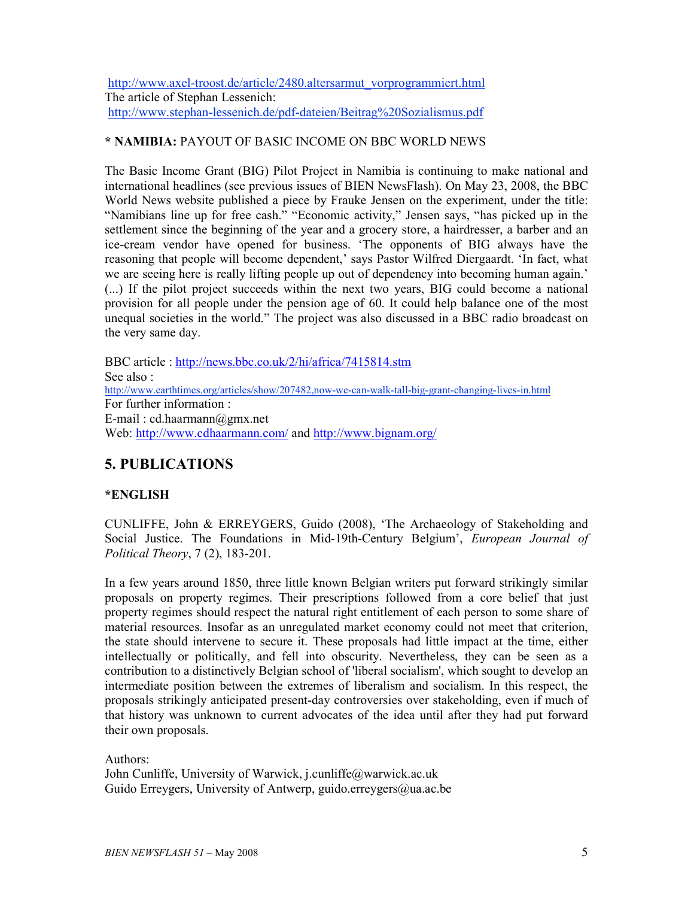http://www.axel-troost.de/article/2480.altersarmut_vorprogrammiert.html
The article of Stephan Lessenich:
http://www.stephan-lessenich.de/pdf-dateien/Beitrag%20Sozialismus.pdf

**\* NAMIBIA:** PAYOUT OF BASIC INCOME ON BBC WORLD NEWS

The Basic Income Grant (BIG) Pilot Project in Namibia is continuing to make national and international headlines (see previous issues of BIEN NewsFlash). On May 23, 2008, the BBC World News website published a piece by Frauke Jensen on the experiment, under the title: "Namibians line up for free cash." "Economic activity," Jensen says, "has picked up in the settlement since the beginning of the year and a grocery store, a hairdresser, a barber and an ice-cream vendor have opened for business. 'The opponents of BIG always have the reasoning that people will become dependent,' says Pastor Wilfred Diergaardt. 'In fact, what we are seeing here is really lifting people up out of dependency into becoming human again.' (...) If the pilot project succeeds within the next two years, BIG could become a national provision for all people under the pension age of 60. It could help balance one of the most unequal societies in the world." The project was also discussed in a BBC radio broadcast on the very same day.

BBC article : http://news.bbc.co.uk/2/hi/africa/7415814.stm
See also :
http://www.earthtimes.org/articles/show/207482,now-we-can-walk-tall-big-grant-changing-lives-in.html
For further information :
E-mail : cd.haarmann@gmx.net
Web: http://www.cdhaarmann.com/ and http://www.bignam.org/

## 5. PUBLICATIONS

### *ENGLISH

CUNLIFFE, John & ERREYGERS, Guido (2008), 'The Archaeology of Stakeholding and Social Justice. The Foundations in Mid-19th-Century Belgium', *European Journal of Political Theory*, 7 (2), 183-201.

In a few years around 1850, three little known Belgian writers put forward strikingly similar proposals on property regimes. Their prescriptions followed from a core belief that just property regimes should respect the natural right entitlement of each person to some share of material resources. Insofar as an unregulated market economy could not meet that criterion, the state should intervene to secure it. These proposals had little impact at the time, either intellectually or politically, and fell into obscurity. Nevertheless, they can be seen as a contribution to a distinctively Belgian school of 'liberal socialism', which sought to develop an intermediate position between the extremes of liberalism and socialism. In this respect, the proposals strikingly anticipated present-day controversies over stakeholding, even if much of that history was unknown to current advocates of the idea until after they had put forward their own proposals.

Authors:
John Cunliffe, University of Warwick, j.cunliffe@warwick.ac.uk
Guido Erreygers, University of Antwerp, guido.erreygers@ua.ac.be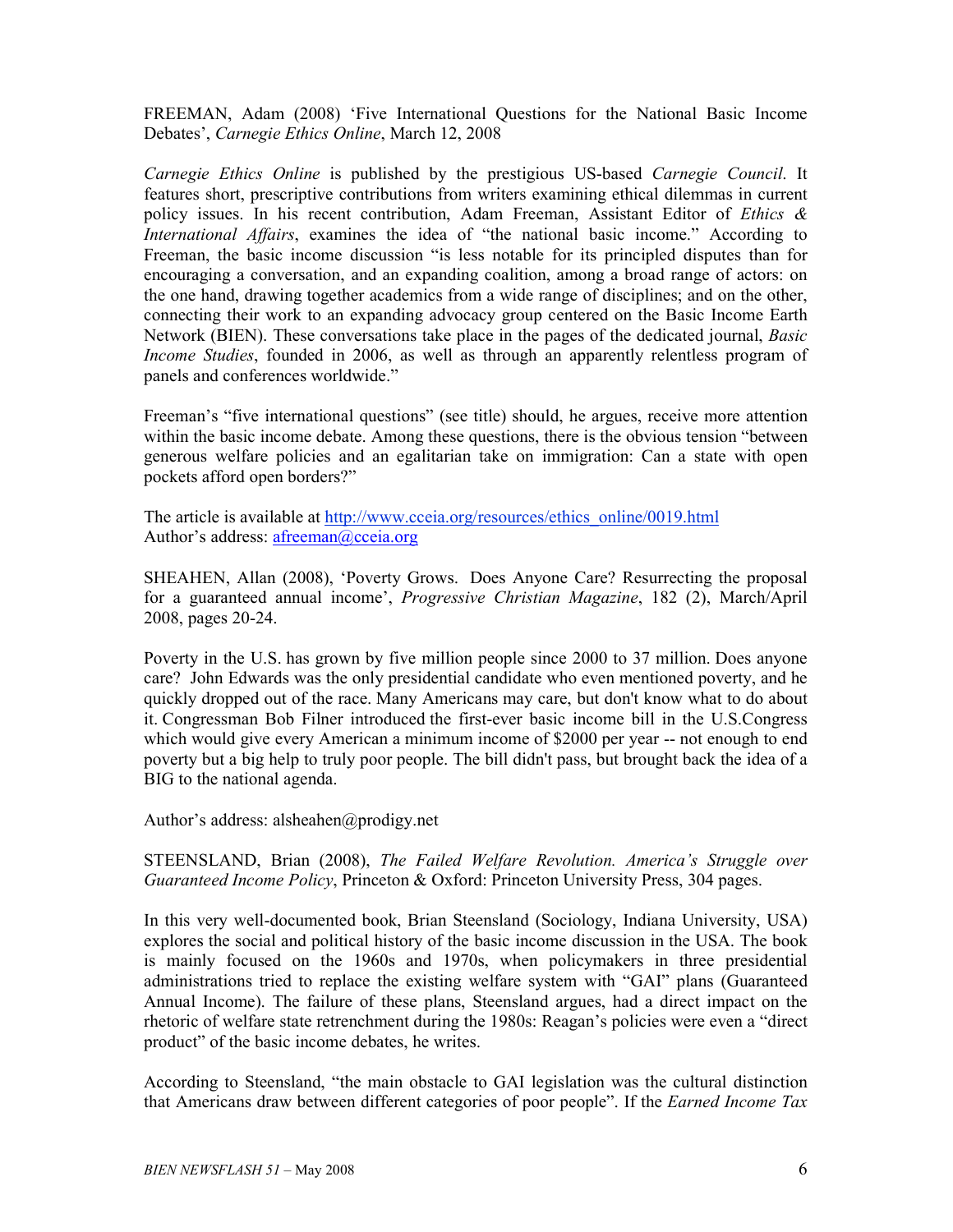FREEMAN, Adam (2008) 'Five International Questions for the National Basic Income Debates', *Carnegie Ethics Online*, March 12, 2008

*Carnegie Ethics Online* is published by the prestigious US-based *Carnegie Council*. It features short, prescriptive contributions from writers examining ethical dilemmas in current policy issues. In his recent contribution, Adam Freeman, Assistant Editor of *Ethics & International Affairs*, examines the idea of "the national basic income." According to Freeman, the basic income discussion "is less notable for its principled disputes than for encouraging a conversation, and an expanding coalition, among a broad range of actors: on the one hand, drawing together academics from a wide range of disciplines; and on the other, connecting their work to an expanding advocacy group centered on the Basic Income Earth Network (BIEN). These conversations take place in the pages of the dedicated journal, *Basic Income Studies*, founded in 2006, as well as through an apparently relentless program of panels and conferences worldwide."

Freeman's "five international questions" (see title) should, he argues, receive more attention within the basic income debate. Among these questions, there is the obvious tension "between generous welfare policies and an egalitarian take on immigration: Can a state with open pockets afford open borders?"

The article is available at http://www.cceia.org/resources/ethics_online/0019.html
Author's address: afreeman@cceia.org

SHEAHEN, Allan (2008), 'Poverty Grows. Does Anyone Care? Resurrecting the proposal for a guaranteed annual income', *Progressive Christian Magazine*, 182 (2), March/April 2008, pages 20-24.

Poverty in the U.S. has grown by five million people since 2000 to 37 million. Does anyone care? John Edwards was the only presidential candidate who even mentioned poverty, and he quickly dropped out of the race. Many Americans may care, but don't know what to do about it. Congressman Bob Filner introduced the first-ever basic income bill in the U.S.Congress which would give every American a minimum income of $2000 per year -- not enough to end poverty but a big help to truly poor people. The bill didn't pass, but brought back the idea of a BIG to the national agenda.

Author's address: alsheahen@prodigy.net

STEENSLAND, Brian (2008), *The Failed Welfare Revolution. America's Struggle over Guaranteed Income Policy*, Princeton & Oxford: Princeton University Press, 304 pages.

In this very well-documented book, Brian Steensland (Sociology, Indiana University, USA) explores the social and political history of the basic income discussion in the USA. The book is mainly focused on the 1960s and 1970s, when policymakers in three presidential administrations tried to replace the existing welfare system with "GAI" plans (Guaranteed Annual Income). The failure of these plans, Steensland argues, had a direct impact on the rhetoric of welfare state retrenchment during the 1980s: Reagan's policies were even a "direct product" of the basic income debates, he writes.

According to Steensland, "the main obstacle to GAI legislation was the cultural distinction that Americans draw between different categories of poor people". If the *Earned Income Tax*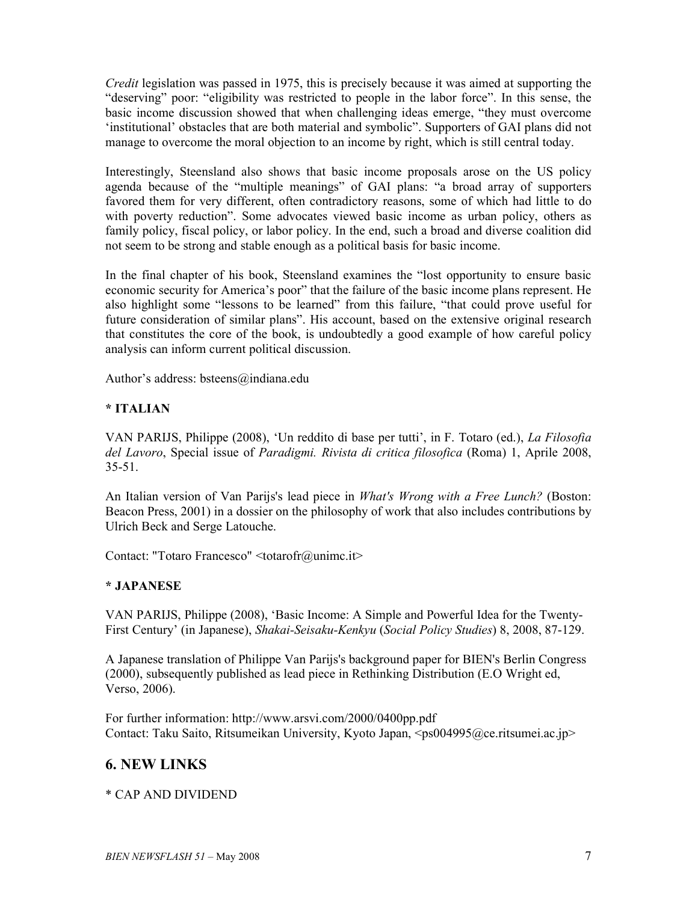*Credit* legislation was passed in 1975, this is precisely because it was aimed at supporting the "deserving" poor: "eligibility was restricted to people in the labor force". In this sense, the basic income discussion showed that when challenging ideas emerge, "they must overcome 'institutional' obstacles that are both material and symbolic". Supporters of GAI plans did not manage to overcome the moral objection to an income by right, which is still central today.

Interestingly, Steensland also shows that basic income proposals arose on the US policy agenda because of the "multiple meanings" of GAI plans: "a broad array of supporters favored them for very different, often contradictory reasons, some of which had little to do with poverty reduction". Some advocates viewed basic income as urban policy, others as family policy, fiscal policy, or labor policy. In the end, such a broad and diverse coalition did not seem to be strong and stable enough as a political basis for basic income.

In the final chapter of his book, Steensland examines the "lost opportunity to ensure basic economic security for America's poor" that the failure of the basic income plans represent. He also highlight some "lessons to be learned" from this failure, "that could prove useful for future consideration of similar plans". His account, based on the extensive original research that constitutes the core of the book, is undoubtedly a good example of how careful policy analysis can inform current political discussion.

Author's address: bsteens@indiana.edu

**\* ITALIAN**

VAN PARIJS, Philippe (2008), 'Un reddito di base per tutti', in F. Totaro (ed.), *La Filosofia del Lavoro*, Special issue of *Paradigmi. Rivista di critica filosofica* (Roma) 1, Aprile 2008, 35-51.

An Italian version of Van Parijs's lead piece in *What's Wrong with a Free Lunch?* (Boston: Beacon Press, 2001) in a dossier on the philosophy of work that also includes contributions by Ulrich Beck and Serge Latouche.

Contact: "Totaro Francesco" <totarofr@unimc.it>

**\* JAPANESE**

VAN PARIJS, Philippe (2008), 'Basic Income: A Simple and Powerful Idea for the Twenty-First Century' (in Japanese), *Shakai-Seisaku-Kenkyu* (*Social Policy Studies*) 8, 2008, 87-129.

A Japanese translation of Philippe Van Parijs's background paper for BIEN's Berlin Congress (2000), subsequently published as lead piece in Rethinking Distribution (E.O Wright ed, Verso, 2006).

For further information: http://www.arsvi.com/2000/0400pp.pdf
Contact: Taku Saito, Ritsumeikan University, Kyoto Japan, <ps004995@ce.ritsumei.ac.jp>

## 6. NEW LINKS

\* CAP AND DIVIDEND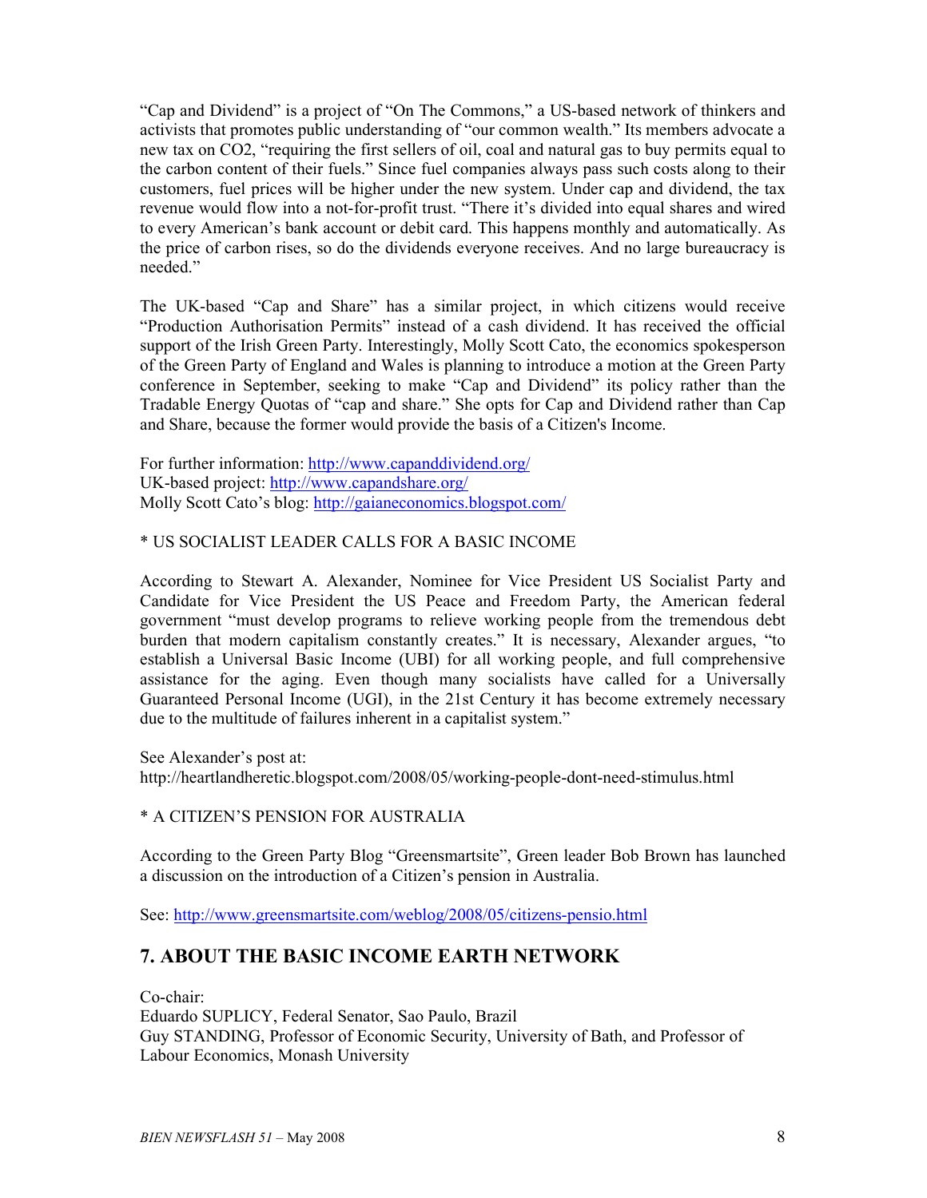"Cap and Dividend" is a project of "On The Commons," a US-based network of thinkers and activists that promotes public understanding of "our common wealth." Its members advocate a new tax on $CO_2$, "requiring the first sellers of oil, coal and natural gas to buy permits equal to the carbon content of their fuels." Since fuel companies always pass such costs along to their customers, fuel prices will be higher under the new system. Under cap and dividend, the tax revenue would flow into a not-for-profit trust. "There it's divided into equal shares and wired to every American's bank account or debit card. This happens monthly and automatically. As the price of carbon rises, so do the dividends everyone receives. And no large bureaucracy is needed."

The UK-based "Cap and Share" has a similar project, in which citizens would receive "Production Authorisation Permits" instead of a cash dividend. It has received the official support of the Irish Green Party. Interestingly, Molly Scott Cato, the economics spokesperson of the Green Party of England and Wales is planning to introduce a motion at the Green Party conference in September, seeking to make "Cap and Dividend" its policy rather than the Tradable Energy Quotas of "cap and share." She opts for Cap and Dividend rather than Cap and Share, because the former would provide the basis of a Citizen's Income.

For further information: http://www.capanddividend.org/
UK-based project: http://www.capandshare.org/
Molly Scott Cato's blog: http://gaianeconomics.blogspot.com/

* US SOCIALIST LEADER CALLS FOR A BASIC INCOME

According to Stewart A. Alexander, Nominee for Vice President US Socialist Party and Candidate for Vice President the US Peace and Freedom Party, the American federal government "must develop programs to relieve working people from the tremendous debt burden that modern capitalism constantly creates." It is necessary, Alexander argues, "to establish a Universal Basic Income (UBI) for all working people, and full comprehensive assistance for the aging. Even though many socialists have called for a Universally Guaranteed Personal Income (UGI), in the 21st Century it has become extremely necessary due to the multitude of failures inherent in a capitalist system."

See Alexander's post at:
http://heartlandheretic.blogspot.com/2008/05/working-people-dont-need-stimulus.html

* A CITIZEN'S PENSION FOR AUSTRALIA

According to the Green Party Blog "Greensmartsite", Green leader Bob Brown has launched a discussion on the introduction of a Citizen's pension in Australia.

See: http://www.greensmartsite.com/weblog/2008/05/citizens-pensio.html

## 7. ABOUT THE BASIC INCOME EARTH NETWORK

Co-chair:
Eduardo SUPLICY, Federal Senator, Sao Paulo, Brazil
Guy STANDING, Professor of Economic Security, University of Bath, and Professor of Labour Economics, Monash University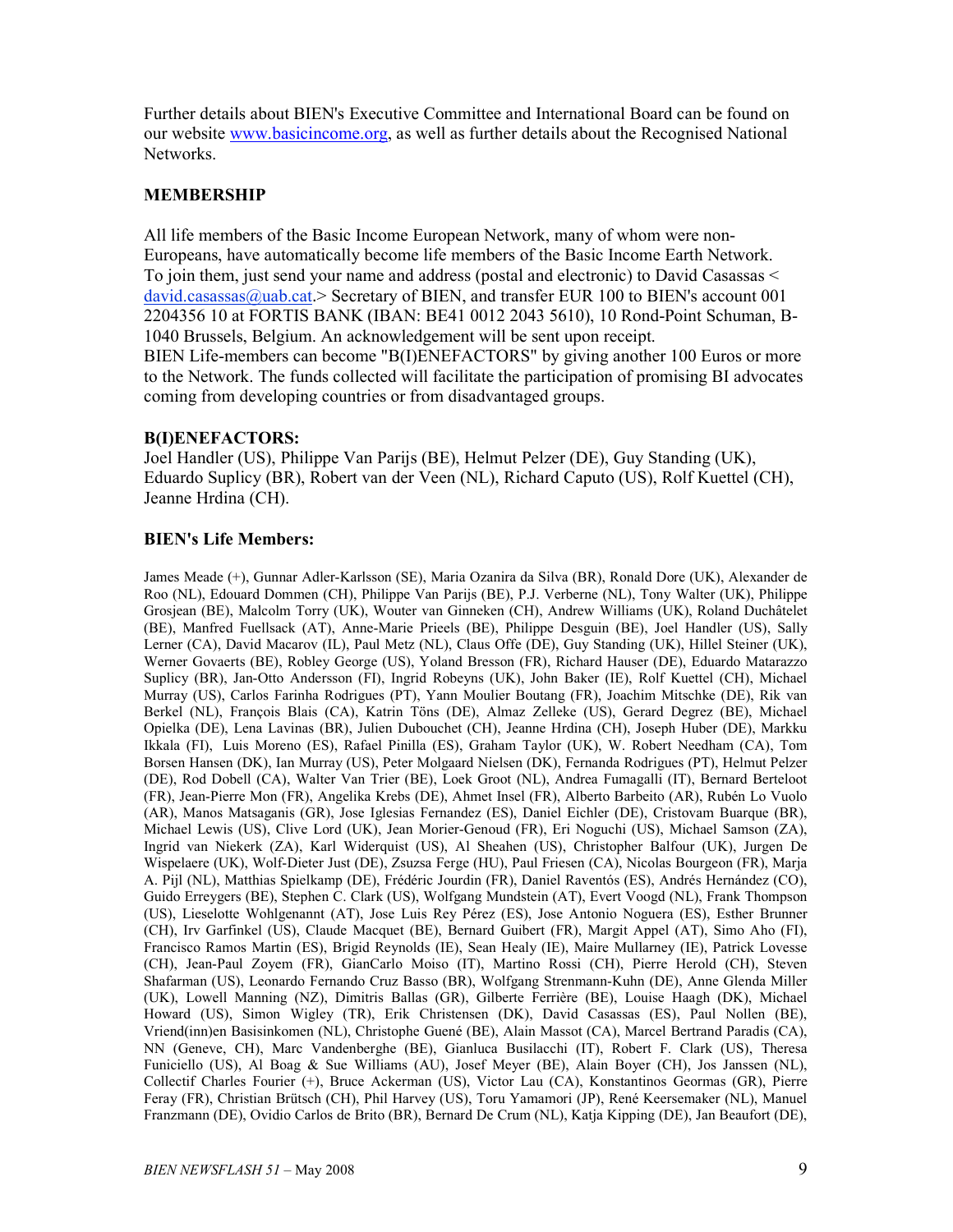Further details about BIEN's Executive Committee and International Board can be found on our website www.basicincome.org, as well as further details about the Recognised National Networks.

### MEMBERSHIP

All life members of the Basic Income European Network, many of whom were non-Europeans, have automatically become life members of the Basic Income Earth Network. To join them, just send your name and address (postal and electronic) to David Casassas < david.casassas@uab.cat.> Secretary of BIEN, and transfer EUR 100 to BIEN's account 001 2204356 10 at FORTIS BANK (IBAN: BE41 0012 2043 5610), 10 Rond-Point Schuman, B-1040 Brussels, Belgium. An acknowledgement will be sent upon receipt.
BIEN Life-members can become "B(I)ENEFACTORS" by giving another 100 Euros or more to the Network. The funds collected will facilitate the participation of promising BI advocates coming from developing countries or from disadvantaged groups.

### B(I)ENEFACTORS:

Joel Handler (US), Philippe Van Parijs (BE), Helmut Pelzer (DE), Guy Standing (UK), Eduardo Suplicy (BR), Robert van der Veen (NL), Richard Caputo (US), Rolf Kuettel (CH), Jeanne Hrdina (CH).

### BIEN's Life Members:

James Meade (+), Gunnar Adler-Karlsson (SE), Maria Ozanira da Silva (BR), Ronald Dore (UK), Alexander de Roo (NL), Edouard Dommen (CH), Philippe Van Parijs (BE), P.J. Verberne (NL), Tony Walter (UK), Philippe Grosjean (BE), Malcolm Torry (UK), Wouter van Ginneken (CH), Andrew Williams (UK), Roland Duchâtelet (BE), Manfred Fuellsack (AT), Anne-Marie Prieels (BE), Philippe Desguin (BE), Joel Handler (US), Sally Lerner (CA), David Macarov (IL), Paul Metz (NL), Claus Offe (DE), Guy Standing (UK), Hillel Steiner (UK), Werner Govaerts (BE), Robley George (US), Yoland Bresson (FR), Richard Hauser (DE), Eduardo Matarazzo Suplicy (BR), Jan-Otto Andersson (FI), Ingrid Robeyns (UK), John Baker (IE), Rolf Kuettel (CH), Michael Murray (US), Carlos Farinha Rodrigues (PT), Yann Moulier Boutang (FR), Joachim Mitschke (DE), Rik van Berkel (NL), François Blais (CA), Katrin Töns (DE), Almaz Zelleke (US), Gerard Degrez (BE), Michael Opielka (DE), Lena Lavinas (BR), Julien Dubouchet (CH), Jeanne Hrdina (CH), Joseph Huber (DE), Markku Ikkala (FI), Luis Moreno (ES), Rafael Pinilla (ES), Graham Taylor (UK), W. Robert Needham (CA), Tom Borsen Hansen (DK), Ian Murray (US), Peter Molgaard Nielsen (DK), Fernanda Rodrigues (PT), Helmut Pelzer (DE), Rod Dobell (CA), Walter Van Trier (BE), Loek Groot (NL), Andrea Fumagalli (IT), Bernard Berteloot (FR), Jean-Pierre Mon (FR), Angelika Krebs (DE), Ahmet Insel (FR), Alberto Barbeito (AR), Rubén Lo Vuolo (AR), Manos Matsaganis (GR), Jose Iglesias Fernandez (ES), Daniel Eichler (DE), Cristovam Buarque (BR), Michael Lewis (US), Clive Lord (UK), Jean Morier-Genoud (FR), Eri Noguchi (US), Michael Samson (ZA), Ingrid van Niekerk (ZA), Karl Widerquist (US), Al Sheahen (US), Christopher Balfour (UK), Jurgen De Wispelaere (UK), Wolf-Dieter Just (DE), Zsuzsa Ferge (HU), Paul Friesen (CA), Nicolas Bourgeon (FR), Marja A. Pijl (NL), Matthias Spielkamp (DE), Frédéric Jourdin (FR), Daniel Raventós (ES), Andrés Hernández (CO), Guido Erreygers (BE), Stephen C. Clark (US), Wolfgang Mundstein (AT), Evert Voogd (NL), Frank Thompson (US), Lieselotte Wohlgenannt (AT), Jose Luis Rey Pérez (ES), Jose Antonio Noguera (ES), Esther Brunner (CH), Irv Garfinkel (US), Claude Macquet (BE), Bernard Guibert (FR), Margit Appel (AT), Simo Aho (FI), Francisco Ramos Martin (ES), Brigid Reynolds (IE), Sean Healy (IE), Maire Mullarney (IE), Patrick Lovesse (CH), Jean-Paul Zoyem (FR), GianCarlo Moiso (IT), Martino Rossi (CH), Pierre Herold (CH), Steven Shafarman (US), Leonardo Fernando Cruz Basso (BR), Wolfgang Strenmann-Kuhn (DE), Anne Glenda Miller (UK), Lowell Manning (NZ), Dimitris Ballas (GR), Gilberte Ferrière (BE), Louise Haagh (DK), Michael Howard (US), Simon Wigley (TR), Erik Christensen (DK), David Casassas (ES), Paul Nollen (BE), Vriend(inn)en Basisinkomen (NL), Christophe Guené (BE), Alain Massot (CA), Marcel Bertrand Paradis (CA), NN (Geneve, CH), Marc Vandenberghe (BE), Gianluca Busilacchi (IT), Robert F. Clark (US), Theresa Funiciello (US), Al Boag & Sue Williams (AU), Josef Meyer (BE), Alain Boyer (CH), Jos Janssen (NL), Collectif Charles Fourier (+), Bruce Ackerman (US), Victor Lau (CA), Konstantinos Geormas (GR), Pierre Feray (FR), Christian Brütsch (CH), Phil Harvey (US), Toru Yamamori (JP), René Keersemaker (NL), Manuel Franzmann (DE), Ovidio Carlos de Brito (BR), Bernard De Crum (NL), Katja Kipping (DE), Jan Beaufort (DE),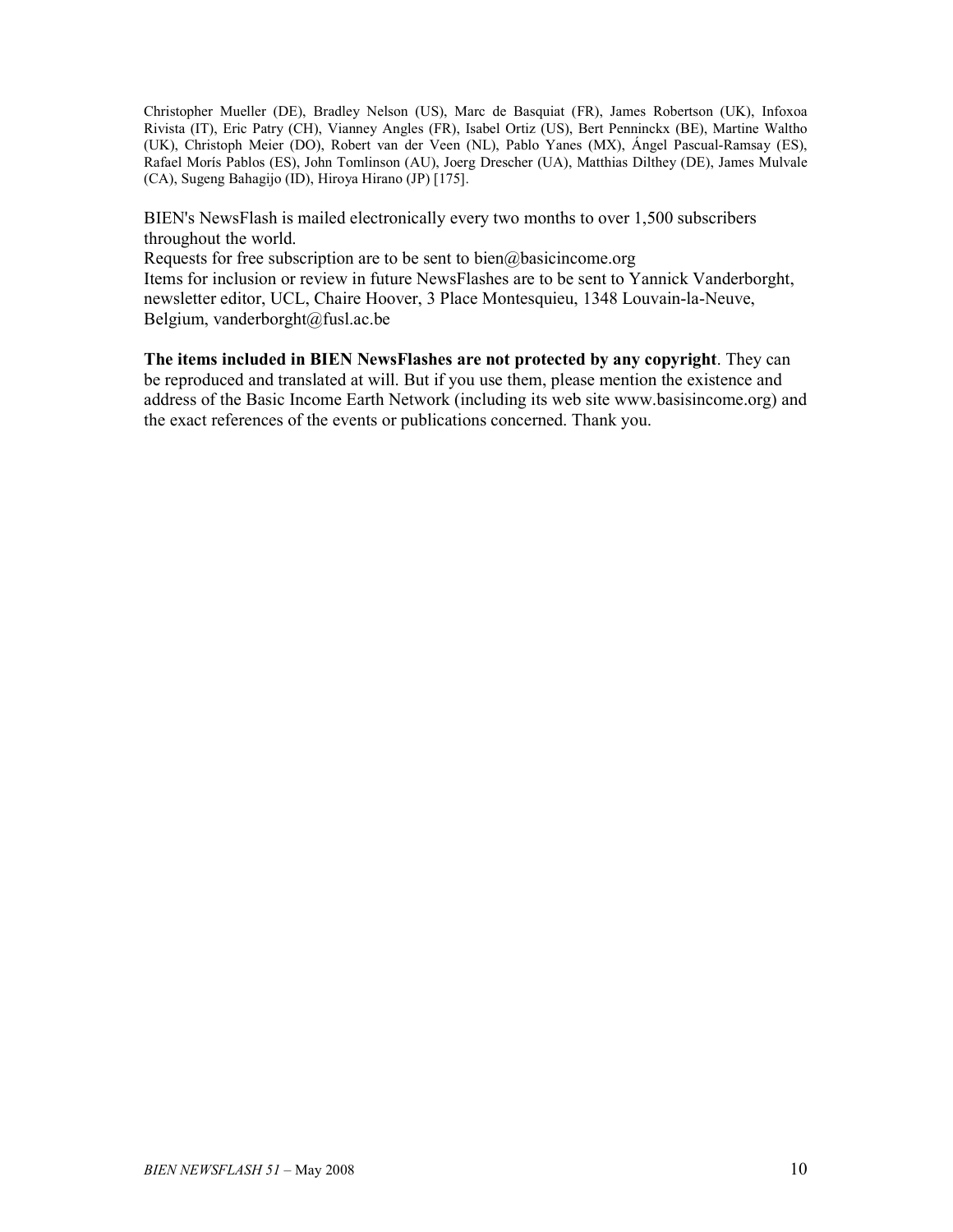Christopher Mueller (DE), Bradley Nelson (US), Marc de Basquiat (FR), James Robertson (UK), Infoxoa Rivista (IT), Eric Patry (CH), Vianney Angles (FR), Isabel Ortiz (US), Bert Penninckx (BE), Martine Waltho (UK), Christoph Meier (DO), Robert van der Veen (NL), Pablo Yanes (MX), Ángel Pascual-Ramsay (ES), Rafael Morís Pablos (ES), John Tomlinson (AU), Joerg Drescher (UA), Matthias Dilthey (DE), James Mulvale (CA), Sugeng Bahagijo (ID), Hiroya Hirano (JP) [175].

BIEN's NewsFlash is mailed electronically every two months to over 1,500 subscribers throughout the world.
Requests for free subscription are to be sent to bien@basicincome.org
Items for inclusion or review in future NewsFlashes are to be sent to Yannick Vanderborght, newsletter editor, UCL, Chaire Hoover, 3 Place Montesquieu, 1348 Louvain-la-Neuve, Belgium, vanderborght@fusl.ac.be

**The items included in BIEN NewsFlashes are not protected by any copyright**. They can be reproduced and translated at will. But if you use them, please mention the existence and address of the Basic Income Earth Network (including its web site www.basisincome.org) and the exact references of the events or publications concerned. Thank you.